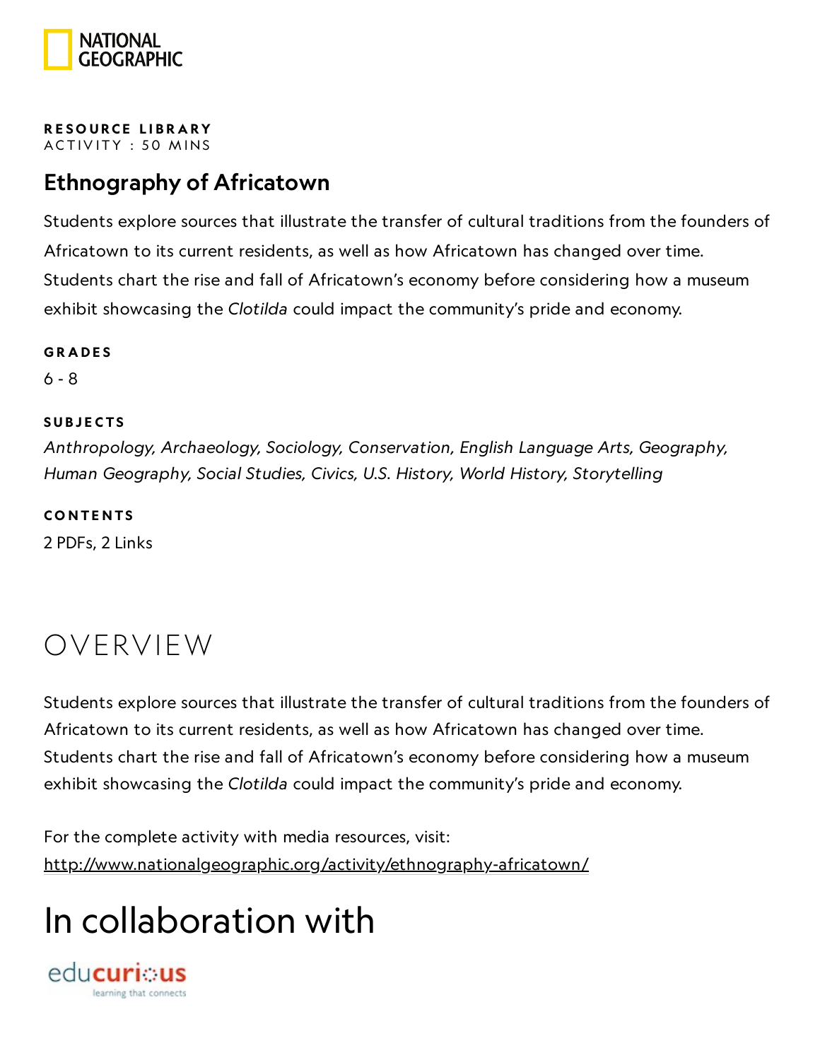NATIONAL GEOGRAPHIC

**RESOURCE LIBRARY**
ACTIVITY : 50 MINS

## Ethnography of Africatown

Students explore sources that illustrate the transfer of cultural traditions from the founders of Africatown to its current residents, as well as how Africatown has changed over time. Students chart the rise and fall of Africatown's economy before considering how a museum exhibit showcasing the *Clotilda* could impact the community's pride and economy.

**GRADES**

6 - 8

**SUBJECTS**

*Anthropology, Archaeology, Sociology, Conservation, English Language Arts, Geography, Human Geography, Social Studies, Civics, U.S. History, World History, Storytelling*

**CONTENTS**

2 PDFs, 2 Links

# OVERVIEW

Students explore sources that illustrate the transfer of cultural traditions from the founders of Africatown to its current residents, as well as how Africatown has changed over time. Students chart the rise and fall of Africatown's economy before considering how a museum exhibit showcasing the *Clotilda* could impact the community's pride and economy.

For the complete activity with media resources, visit:
http://www.nationalgeographic.org/activity/ethnography-africatown/

# In collaboration with

educurious
learning that connects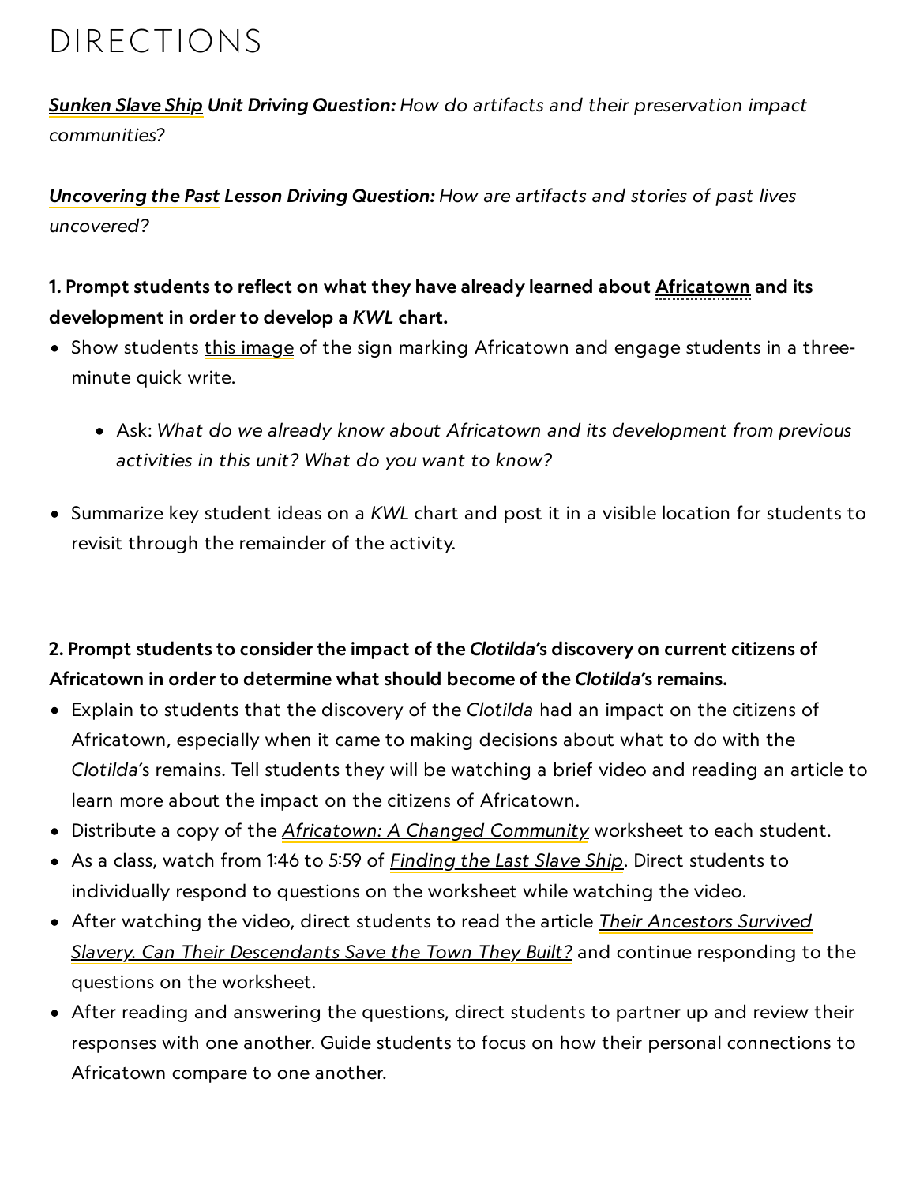# DIRECTIONS

***Sunken Slave Ship* Unit Driving Question:** *How do artifacts and their preservation impact communities?*

***Uncovering the Past* Lesson Driving Question:** *How are artifacts and stories of past lives uncovered?*

**1. Prompt students to reflect on what they have already learned about Africatown and its development in order to develop a *KWL* chart.**

- Show students this image of the sign marking Africatown and engage students in a three-minute quick write.
    - Ask: *What do we already know about Africatown and its development from previous activities in this unit? What do you want to know?*
- Summarize key student ideas on a *KWL* chart and post it in a visible location for students to revisit through the remainder of the activity.

**2. Prompt students to consider the impact of the *Clotilda*'s discovery on current citizens of Africatown in order to determine what should become of the *Clotilda*'s remains.**

- Explain to students that the discovery of the *Clotilda* had an impact on the citizens of Africatown, especially when it came to making decisions about what to do with the *Clotilda*'s remains. Tell students they will be watching a brief video and reading an article to learn more about the impact on the citizens of Africatown.
- Distribute a copy of the *Africatown: A Changed Community* worksheet to each student.
- As a class, watch from 1:46 to 5:59 of *Finding the Last Slave Ship*. Direct students to individually respond to questions on the worksheet while watching the video.
- After watching the video, direct students to read the article *Their Ancestors Survived Slavery. Can Their Descendants Save the Town They Built?* and continue responding to the questions on the worksheet.
- After reading and answering the questions, direct students to partner up and review their responses with one another. Guide students to focus on how their personal connections to Africatown compare to one another.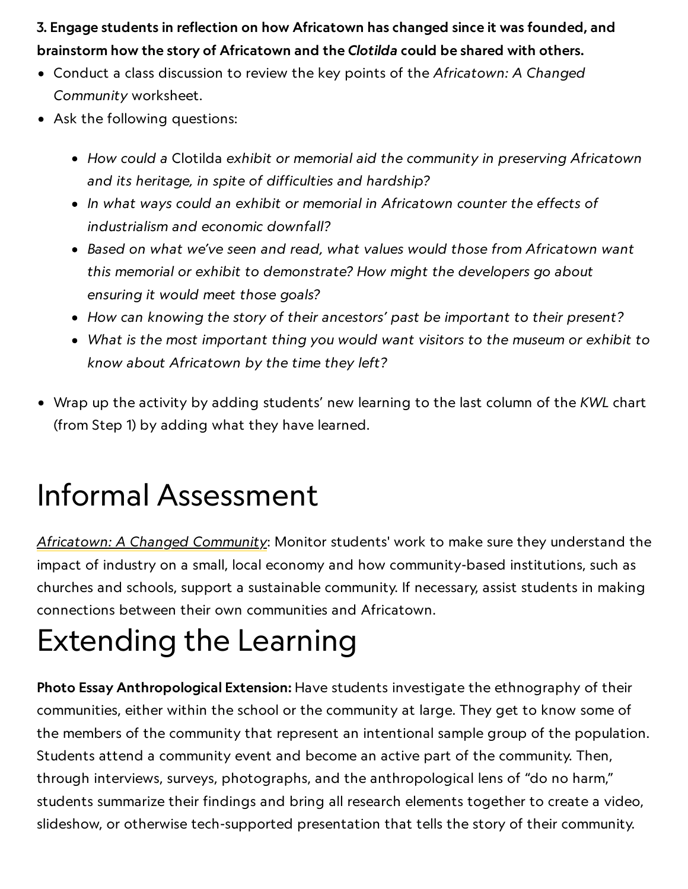**3. Engage students in reflection on how Africatown has changed since it was founded, and brainstorm how the story of Africatown and the *Clotilda* could be shared with others.**

- Conduct a class discussion to review the key points of the *Africatown: A Changed Community* worksheet.
- Ask the following questions:
  - *How could a* Clotilda *exhibit or memorial aid the community in preserving Africatown and its heritage, in spite of difficulties and hardship?*
  - *In what ways could an exhibit or memorial in Africatown counter the effects of industrialism and economic downfall?*
  - *Based on what we've seen and read, what values would those from Africatown want this memorial or exhibit to demonstrate? How might the developers go about ensuring it would meet those goals?*
  - *How can knowing the story of their ancestors' past be important to their present?*
  - *What is the most important thing you would want visitors to the museum or exhibit to know about Africatown by the time they left?*
- Wrap up the activity by adding students' new learning to the last column of the *KWL* chart (from Step 1) by adding what they have learned.

# Informal Assessment

*Africatown: A Changed Community*: Monitor students' work to make sure they understand the impact of industry on a small, local economy and how community-based institutions, such as churches and schools, support a sustainable community. If necessary, assist students in making connections between their own communities and Africatown.

# Extending the Learning

**Photo Essay Anthropological Extension:** Have students investigate the ethnography of their communities, either within the school or the community at large. They get to know some of the members of the community that represent an intentional sample group of the population. Students attend a community event and become an active part of the community. Then, through interviews, surveys, photographs, and the anthropological lens of "do no harm," students summarize their findings and bring all research elements together to create a video, slideshow, or otherwise tech-supported presentation that tells the story of their community.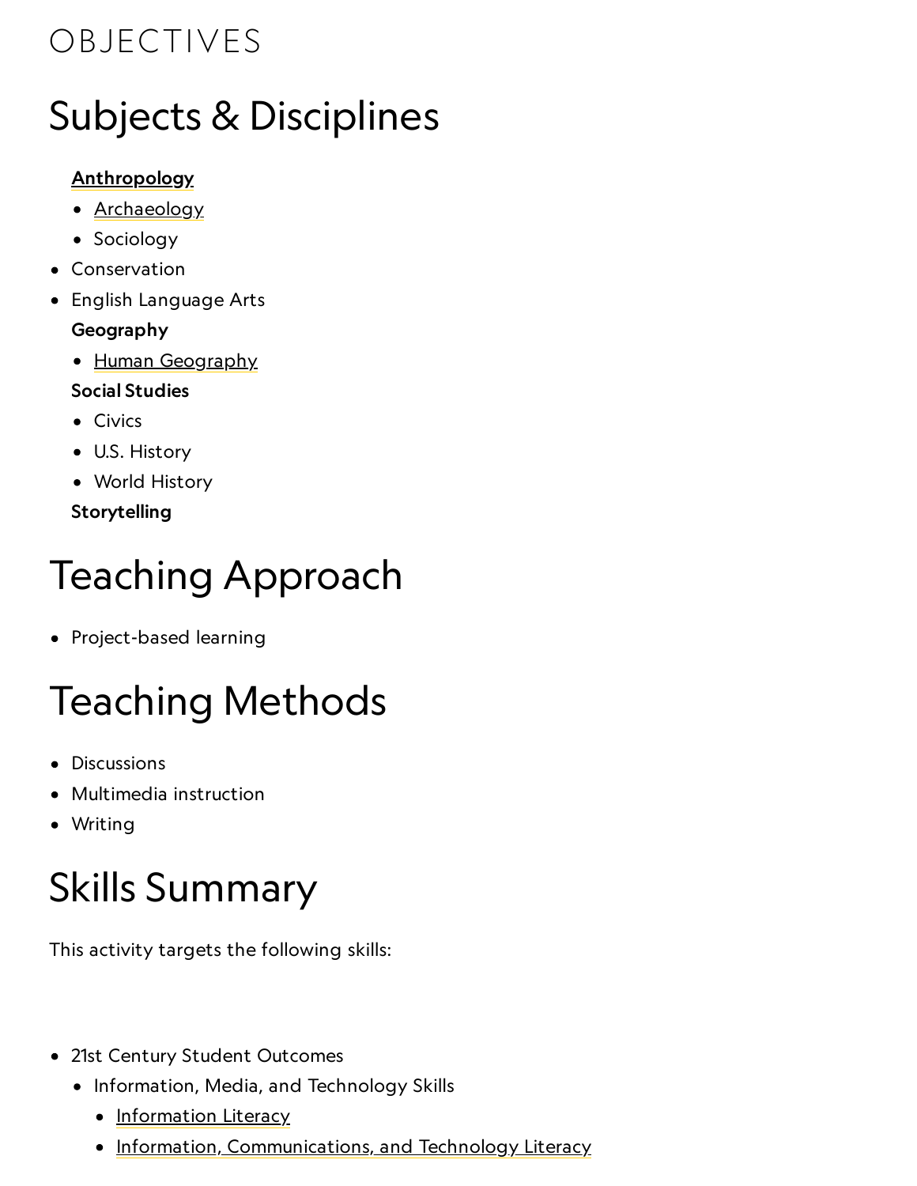# OBJECTIVES

## Subjects & Disciplines

- **Anthropology**
  - Archaeology
  - Sociology
- Conservation
- English Language Arts
- **Geography**
  - Human Geography
- **Social Studies**
  - Civics
  - U.S. History
  - World History
- **Storytelling**

## Teaching Approach

- Project-based learning

## Teaching Methods

- Discussions
- Multimedia instruction
- Writing

## Skills Summary

This activity targets the following skills:

- 21st Century Student Outcomes
  - Information, Media, and Technology Skills
    - Information Literacy
    - Information, Communications, and Technology Literacy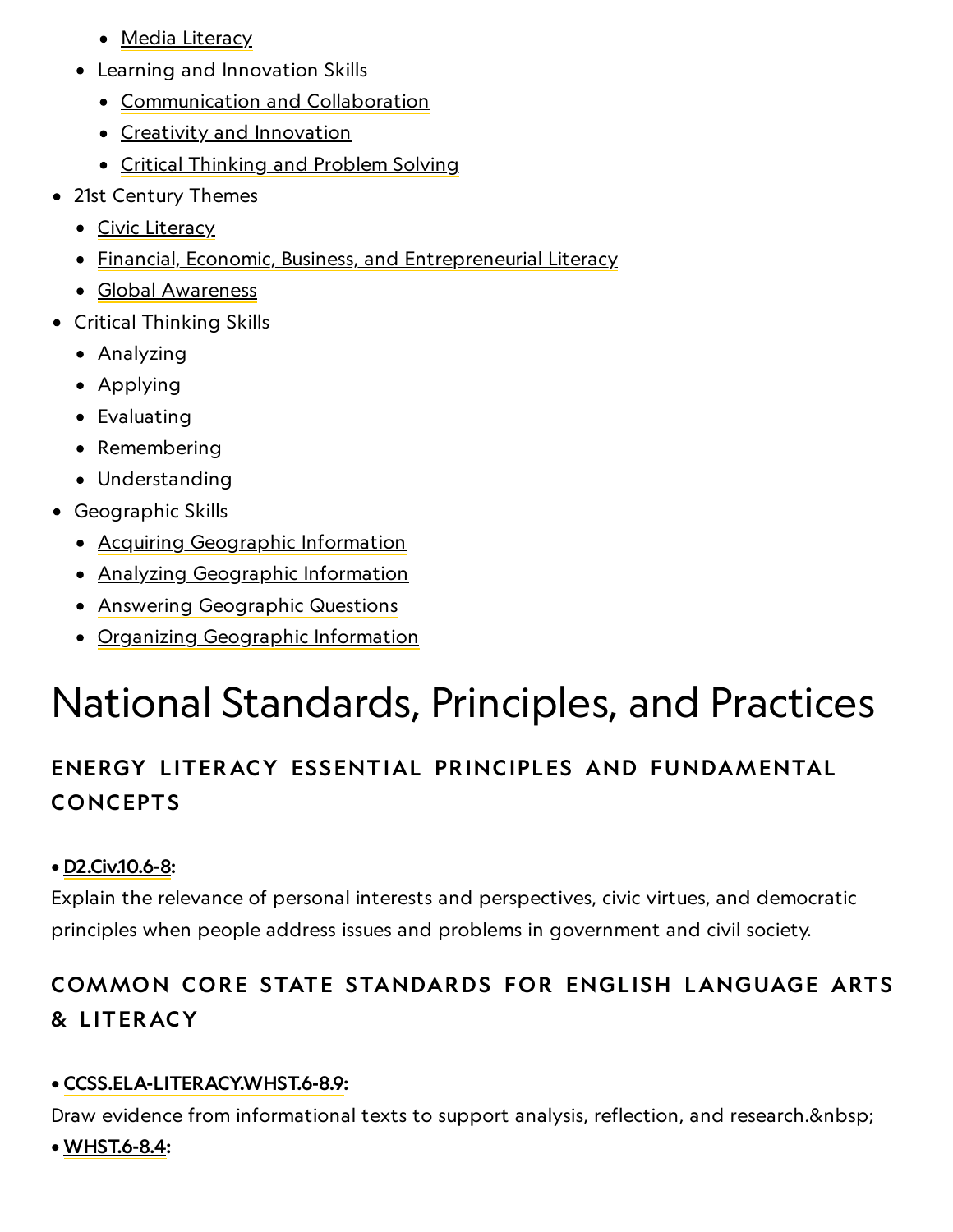- Media Literacy
  - Learning and Innovation Skills
    - Communication and Collaboration
    - Creativity and Innovation
    - Critical Thinking and Problem Solving
- 21st Century Themes
  - Civic Literacy
  - Financial, Economic, Business, and Entrepreneurial Literacy
  - Global Awareness
- Critical Thinking Skills
  - Analyzing
  - Applying
  - Evaluating
  - Remembering
  - Understanding
- Geographic Skills
  - Acquiring Geographic Information
  - Analyzing Geographic Information
  - Answering Geographic Questions
  - Organizing Geographic Information

# National Standards, Principles, and Practices

### ENERGY LITERACY ESSENTIAL PRINCIPLES AND FUNDAMENTAL CONCEPTS

• **D2.Civ.10.6-8:**
Explain the relevance of personal interests and perspectives, civic virtues, and democratic principles when people address issues and problems in government and civil society.

### COMMON CORE STATE STANDARDS FOR ENGLISH LANGUAGE ARTS & LITERACY

• **CCSS.ELA-LITERACY.WHST.6-8.9:**
Draw evidence from informational texts to support analysis, reflection, and research.&nbsp;
• **WHST.6-8.4:**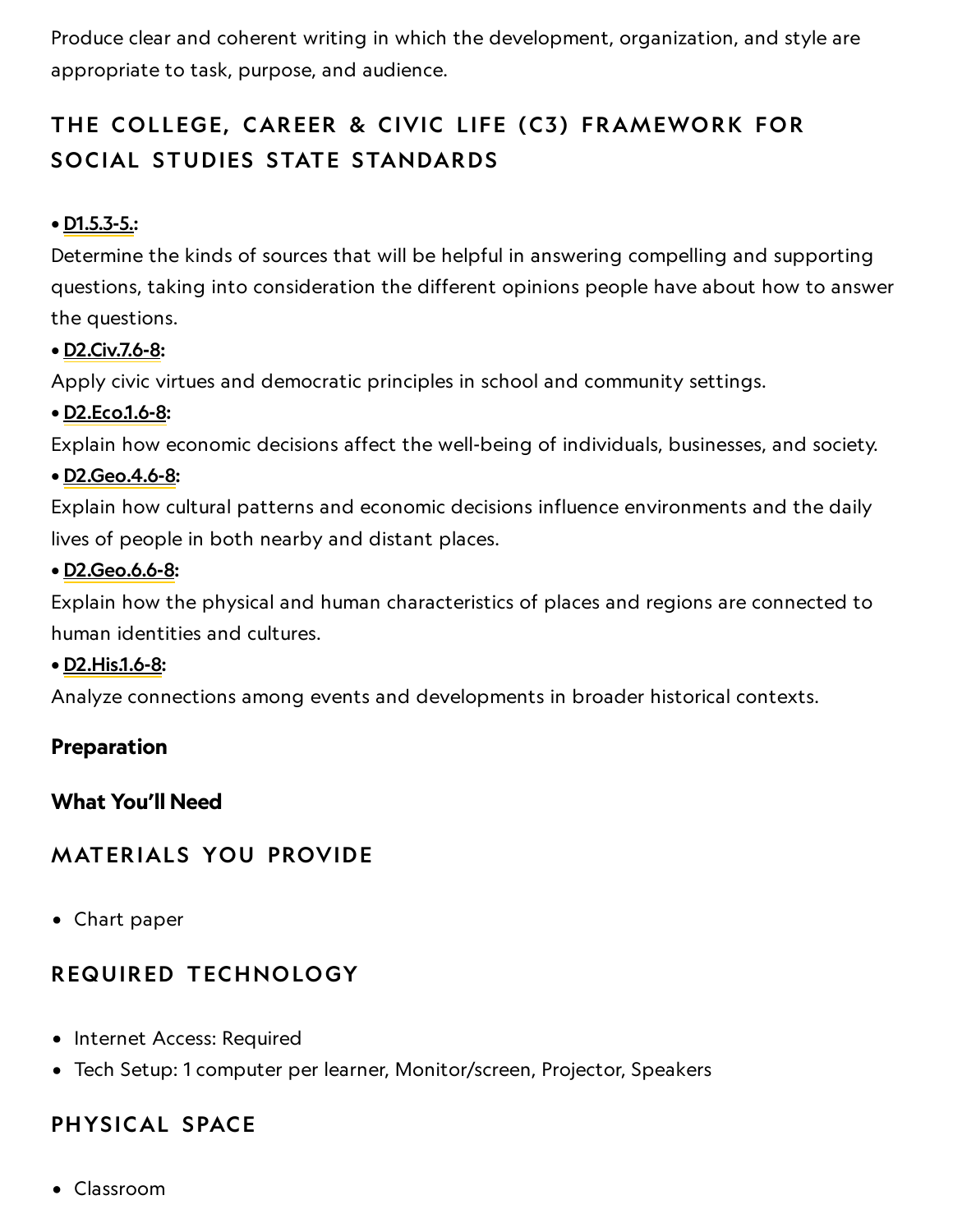Produce clear and coherent writing in which the development, organization, and style are appropriate to task, purpose, and audience.

### THE COLLEGE, CAREER & CIVIC LIFE (C3) FRAMEWORK FOR SOCIAL STUDIES STATE STANDARDS

- **D1.5.3-5.:**
Determine the kinds of sources that will be helpful in answering compelling and supporting questions, taking into consideration the different opinions people have about how to answer the questions.
- **D2.Civ.7.6-8:**
Apply civic virtues and democratic principles in school and community settings.
- **D2.Eco.1.6-8:**
Explain how economic decisions affect the well-being of individuals, businesses, and society.
- **D2.Geo.4.6-8:**
Explain how cultural patterns and economic decisions influence environments and the daily lives of people in both nearby and distant places.
- **D2.Geo.6.6-8:**
Explain how the physical and human characteristics of places and regions are connected to human identities and cultures.
- **D2.His.1.6-8:**
Analyze connections among events and developments in broader historical contexts.

**Preparation**

**What You'll Need**

### MATERIALS YOU PROVIDE

- Chart paper

### REQUIRED TECHNOLOGY

- Internet Access: Required
- Tech Setup: 1 computer per learner, Monitor/screen, Projector, Speakers

### PHYSICAL SPACE

- Classroom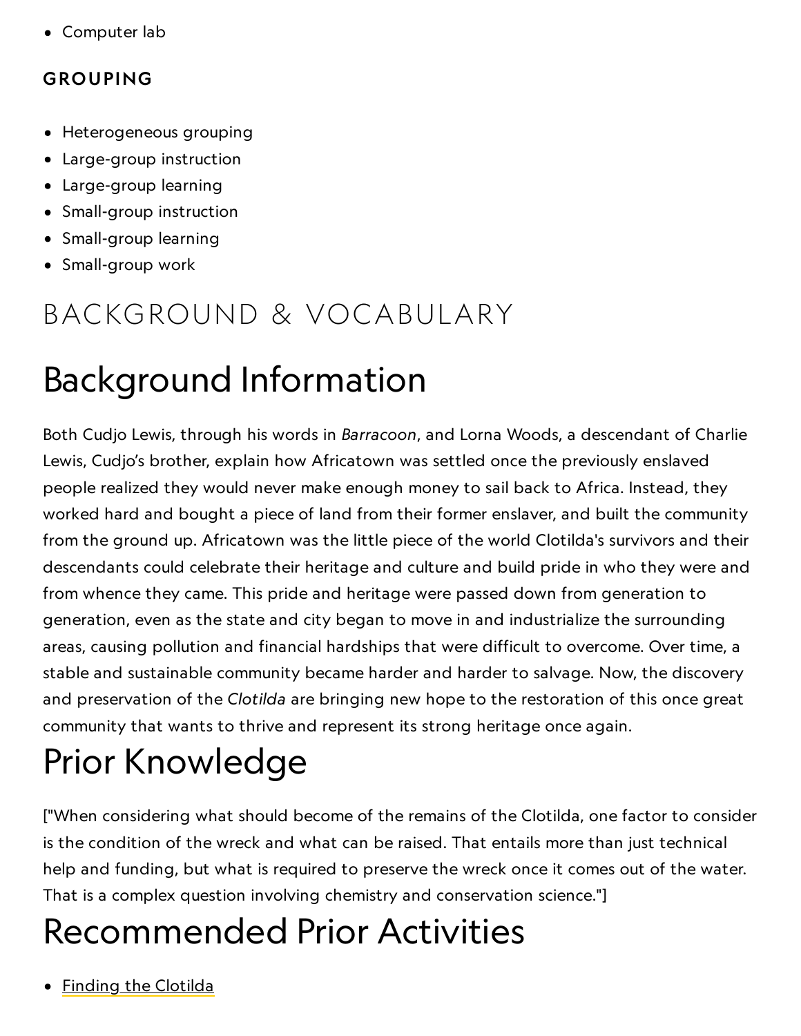- Computer lab

### GROUPING

- Heterogeneous grouping
- Large-group instruction
- Large-group learning
- Small-group instruction
- Small-group learning
- Small-group work

## BACKGROUND & VOCABULARY

# Background Information

Both Cudjo Lewis, through his words in *Barracoon*, and Lorna Woods, a descendant of Charlie Lewis, Cudjo's brother, explain how Africatown was settled once the previously enslaved people realized they would never make enough money to sail back to Africa. Instead, they worked hard and bought a piece of land from their former enslaver, and built the community from the ground up. Africatown was the little piece of the world Clotilda's survivors and their descendants could celebrate their heritage and culture and build pride in who they were and from whence they came. This pride and heritage were passed down from generation to generation, even as the state and city began to move in and industrialize the surrounding areas, causing pollution and financial hardships that were difficult to overcome. Over time, a stable and sustainable community became harder and harder to salvage. Now, the discovery and preservation of the *Clotilda* are bringing new hope to the restoration of this once great community that wants to thrive and represent its strong heritage once again.

# Prior Knowledge

["When considering what should become of the remains of the Clotilda, one factor to consider is the condition of the wreck and what can be raised. That entails more than just technical help and funding, but what is required to preserve the wreck once it comes out of the water. That is a complex question involving chemistry and conservation science."]

# Recommended Prior Activities

- Finding the Clotilda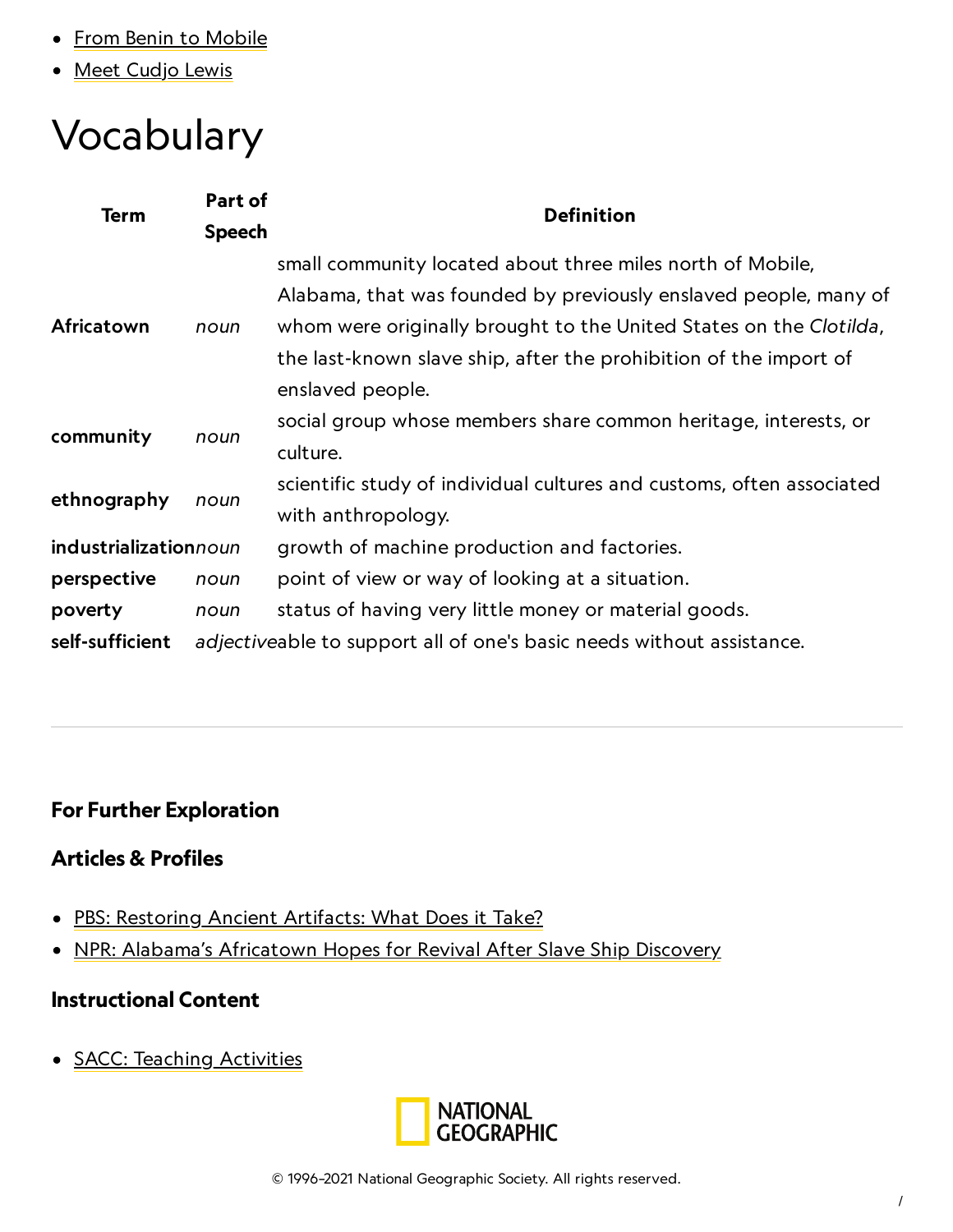- From Benin to Mobile
- Meet Cudjo Lewis

# Vocabulary

| Term | Part of Speech | Definition |
| --- | --- | --- |
| **Africatown** | *noun* | small community located about three miles north of Mobile, Alabama, that was founded by previously enslaved people, many of whom were originally brought to the United States on the *Clotilda*, the last-known slave ship, after the prohibition of the import of enslaved people. |
| **community** | *noun* | social group whose members share common heritage, interests, or culture. |
| **ethnography** | *noun* | scientific study of individual cultures and customs, often associated with anthropology. |
| **industrialization** | *noun* | growth of machine production and factories. |
| **perspective** | *noun* | point of view or way of looking at a situation. |
| **poverty** | *noun* | status of having very little money or material goods. |
| **self-sufficient** | *adjective* | able to support all of one's basic needs without assistance. |

---

## For Further Exploration

### Articles & Profiles

- PBS: Restoring Ancient Artifacts: What Does it Take?
- NPR: Alabama's Africatown Hopes for Revival After Slave Ship Discovery

### Instructional Content

- SACC: Teaching Activities

NATIONAL GEOGRAPHIC

© 1996–2021 National Geographic Society. All rights reserved.